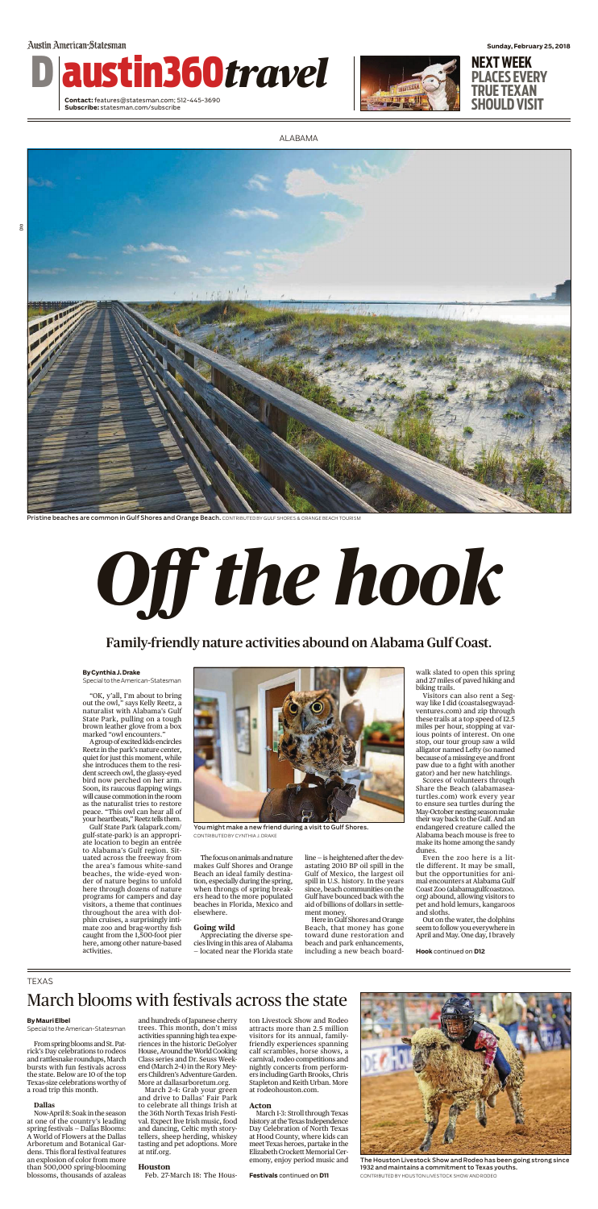# austin360travel

**Contact:** features@statesman.com; 512-445-3690
**Subscribe:** statesman.com/subscribe

**NEXT WEEK PLACES EVERY TRUE TEXAN SHOULD VISIT**

ALABAMA

Pristine beaches are common in Gulf Shores and Orange Beach. CONTRIBUTED BY GULF SHORES & ORANGE BEACH TOURISM

# Off the hook

## Family-friendly nature activities abound on Alabama Gulf Coast.

**By Cynthia J. Drake**
Special to the American-Statesman

"OK, y'all, I'm about to bring out the owl," says Kelly Reetz, a naturalist with Alabama's Gulf State Park, pulling on a tough brown leather glove from a box marked "owl encounters."

A group of excited kids encircles Reetz in the park's nature center, quiet for just this moment, while she introduces them to the resident screech owl, the glassy-eyed bird now perched on her arm. Soon, its raucous flapping wings will cause commotion in the room as the naturalist tries to restore peace. "This owl can hear all of your heartbeats," Reetz tells them.

Gulf State Park (alapark.com/gulf-state-park) is an appropriate location to begin an entrée to Alabama's Gulf region. Situated across the freeway from the area's famous white-sand beaches, the wide-eyed wonder of nature begins to unfold here through dozens of nature programs for campers and day visitors, a theme that continues throughout the area with dolphin cruises, a surprisingly intimate zoo and brag-worthy fish caught from the 1,500-foot pier here, among other nature-based activities.

You might make a new friend during a visit to Gulf Shores. CONTRIBUTED BY CYNTHIA J. DRAKE

The focus on animals and nature makes Gulf Shores and Orange Beach an ideal family destination, especially during the spring, when throngs of spring breakers head to the more populated beaches in Florida, Mexico and elsewhere.

### Going wild

Appreciating the diverse species living in this area of Alabama — located near the Florida state line — is heightened after the devastating 2010 BP oil spill in the Gulf of Mexico, the largest oil spill in U.S. history. In the years since, beach communities on the Gulf have bounced back with the aid of billions of dollars in settlement money.

Here in Gulf Shores and Orange Beach, that money has gone toward dune restoration and beach and park enhancements, including a new beach boardwalk slated to open this spring and 27 miles of paved hiking and biking trails.

Visitors can also rent a Segway like I did (coastalsegwayadventures.com) and zip through these trails at a top speed of 12.5 miles per hour, stopping at various points of interest. On one stop, our tour group saw a wild alligator named Lefty (so named because of a missing eye and front paw due to a fight with another gator) and her new hatchlings.

Scores of volunteers through Share the Beach (alabamaseaturtles.com) work every year to ensure sea turtles during the May-October nesting season make their way back to the Gulf. And an endangered creature called the Alabama beach mouse is free to make its home among the sandy dunes.

Even the zoo here is a little different. It may be small, but the opportunities for animal encounters at Alabama Gulf Coast Zoo (alabamagulfcoastzoo.org) abound, allowing visitors to pet and hold lemurs, kangaroos and sloths.

Out on the water, the dolphins seem to follow you everywhere in April and May. One day, I bravely

**Hook** continued on **D12**

TEXAS

# March blooms with festivals across the state

**By Mauri Elbel**
Special to the American-Statesman

From spring blooms and St. Patrick's Day celebrations to rodeos and rattlesnake roundups, March bursts with fun festivals across the state. Below are 10 of the top Texas-size celebrations worthy of a road trip this month.

### Dallas

Now-April 8: Soak in the season at one of the country's leading spring festivals – Dallas Blooms: A World of Flowers at the Dallas Arboretum and Botanical Gardens. This floral festival features an explosion of color from more than 500,000 spring-blooming blossoms, thousands of azaleas and hundreds of Japanese cherry trees. This month, don't miss activities spanning high tea experiences in the historic DeGolyer House, Around the World Cooking Class series and Dr. Seuss Weekend (March 2-4) in the Rory Meyers Children's Adventure Garden. More at dallasarboretum.org.

March 2-4: Grab your green and drive to Dallas' Fair Park to celebrate all things Irish at the 36th North Texas Irish Festival. Expect live Irish music, food and dancing, Celtic myth storytellers, sheep herding, whiskey tasting and pet adoptions. More at ntif.org.

### Houston

Feb. 27-March 18: The Houston Livestock Show and Rodeo attracts more than 2.5 million visitors for its annual, family-friendly experiences spanning calf scrambles, horse shows, a carnival, rodeo competitions and nightly concerts from performers including Garth Brooks, Chris Stapleton and Keith Urban. More at rodeohouston.com.

### Acton

March 1-3: Stroll through Texas history at the Texas Independence Day Celebration of North Texas at Hood County, where kids can meet Texas heroes, partake in the Elizabeth Crockett Memorial Ceremony, enjoy period music and

**Festivals** continued on **D11**

The Houston Livestock Show and Rodeo has been going strong since 1932 and maintains a commitment to Texas youths. CONTRIBUTED BY HOUSTON LIVESTOCK SHOW AND RODEO